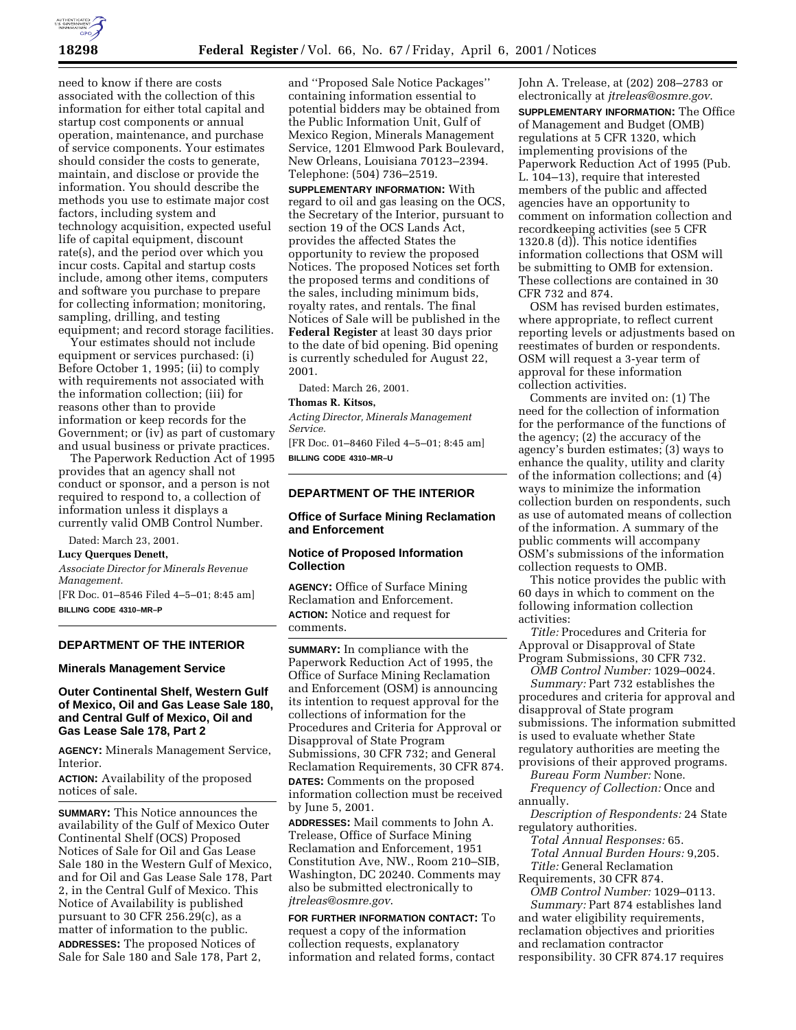need to know if there are costs associated with the collection of this information for either total capital and startup cost components or annual operation, maintenance, and purchase of service components. Your estimates should consider the costs to generate, maintain, and disclose or provide the information. You should describe the methods you use to estimate major cost factors, including system and technology acquisition, expected useful life of capital equipment, discount rate(s), and the period over which you incur costs. Capital and startup costs include, among other items, computers and software you purchase to prepare for collecting information; monitoring, sampling, drilling, and testing equipment; and record storage facilities.

Your estimates should not include equipment or services purchased: (i) Before October 1, 1995; (ii) to comply with requirements not associated with the information collection; (iii) for reasons other than to provide information or keep records for the Government; or (iv) as part of customary and usual business or private practices.

The Paperwork Reduction Act of 1995 provides that an agency shall not conduct or sponsor, and a person is not required to respond to, a collection of information unless it displays a currently valid OMB Control Number.

Dated: March 23, 2001.

**Lucy Querques Denett,**

*Associate Director for Minerals Revenue Management.*

[FR Doc. 01–8546 Filed 4–5–01; 8:45 am]

**BILLING CODE 4310–MR–P**

## DEPARTMENT OF THE INTERIOR

### Minerals Management Service

### Outer Continental Shelf, Western Gulf of Mexico, Oil and Gas Lease Sale 180, and Central Gulf of Mexico, Oil and Gas Lease Sale 178, Part 2

**AGENCY:** Minerals Management Service, Interior.

**ACTION:** Availability of the proposed notices of sale.

**SUMMARY:** This Notice announces the availability of the Gulf of Mexico Outer Continental Shelf (OCS) Proposed Notices of Sale for Oil and Gas Lease Sale 180 in the Western Gulf of Mexico, and for Oil and Gas Lease Sale 178, Part 2, in the Central Gulf of Mexico. This Notice of Availability is published pursuant to 30 CFR 256.29(c), as a matter of information to the public.

**ADDRESSES:** The proposed Notices of Sale for Sale 180 and Sale 178, Part 2, and ''Proposed Sale Notice Packages'' containing information essential to potential bidders may be obtained from the Public Information Unit, Gulf of Mexico Region, Minerals Management Service, 1201 Elmwood Park Boulevard, New Orleans, Louisiana 70123–2394. Telephone: (504) 736–2519.

**SUPPLEMENTARY INFORMATION:** With regard to oil and gas leasing on the OCS, the Secretary of the Interior, pursuant to section 19 of the OCS Lands Act, provides the affected States the opportunity to review the proposed Notices. The proposed Notices set forth the proposed terms and conditions of the sales, including minimum bids, royalty rates, and rentals. The final Notices of Sale will be published in the **Federal Register** at least 30 days prior to the date of bid opening. Bid opening is currently scheduled for August 22, 2001.

Dated: March 26, 2001.

**Thomas R. Kitsos,**

*Acting Director, Minerals Management Service.*

[FR Doc. 01–8460 Filed 4–5–01; 8:45 am]

**BILLING CODE 4310–MR–U**

## DEPARTMENT OF THE INTERIOR

### Office of Surface Mining Reclamation and Enforcement

### Notice of Proposed Information Collection

**AGENCY:** Office of Surface Mining Reclamation and Enforcement.

**ACTION:** Notice and request for comments.

**SUMMARY:** In compliance with the Paperwork Reduction Act of 1995, the Office of Surface Mining Reclamation and Enforcement (OSM) is announcing its intention to request approval for the collections of information for the Procedures and Criteria for Approval or Disapproval of State Program Submissions, 30 CFR 732; and General Reclamation Requirements, 30 CFR 874.

**DATES:** Comments on the proposed information collection must be received by June 5, 2001.

**ADDRESSES:** Mail comments to John A. Trelease, Office of Surface Mining Reclamation and Enforcement, 1951 Constitution Ave, NW., Room 210–SIB, Washington, DC 20240. Comments may also be submitted electronically to *jtreleas@osmre.gov*.

**FOR FURTHER INFORMATION CONTACT:** To request a copy of the information collection requests, explanatory information and related forms, contact John A. Trelease, at (202) 208–2783 or electronically at *jtreleas@osmre.gov*.

**SUPPLEMENTARY INFORMATION:** The Office of Management and Budget (OMB) regulations at 5 CFR 1320, which implementing provisions of the Paperwork Reduction Act of 1995 (Pub. L. 104–13), require that interested members of the public and affected agencies have an opportunity to comment on information collection and recordkeeping activities (see 5 CFR 1320.8 (d)). This notice identifies information collections that OSM will be submitting to OMB for extension. These collections are contained in 30 CFR 732 and 874.

OSM has revised burden estimates, where appropriate, to reflect current reporting levels or adjustments based on reestimates of burden or respondents. OSM will request a 3-year term of approval for these information collection activities.

Comments are invited on: (1) The need for the collection of information for the performance of the functions of the agency; (2) the accuracy of the agency's burden estimates; (3) ways to enhance the quality, utility and clarity of the information collections; and (4) ways to minimize the information collection burden on respondents, such as use of automated means of collection of the information. A summary of the public comments will accompany OSM's submissions of the information collection requests to OMB.

This notice provides the public with 60 days in which to comment on the following information collection activities:

*Title:* Procedures and Criteria for Approval or Disapproval of State Program Submissions, 30 CFR 732.

*OMB Control Number:* 1029–0024.

*Summary:* Part 732 establishes the procedures and criteria for approval and disapproval of State program submissions. The information submitted is used to evaluate whether State regulatory authorities are meeting the provisions of their approved programs.

*Bureau Form Number:* None.

*Frequency of Collection:* Once and annually.

*Description of Respondents:* 24 State regulatory authorities.

*Total Annual Responses:* 65.

*Total Annual Burden Hours:* 9,205.

*Title:* General Reclamation Requirements, 30 CFR 874.

*OMB Control Number:* 1029–0113.

*Summary:* Part 874 establishes land and water eligibility requirements, reclamation objectives and priorities and reclamation contractor responsibility. 30 CFR 874.17 requires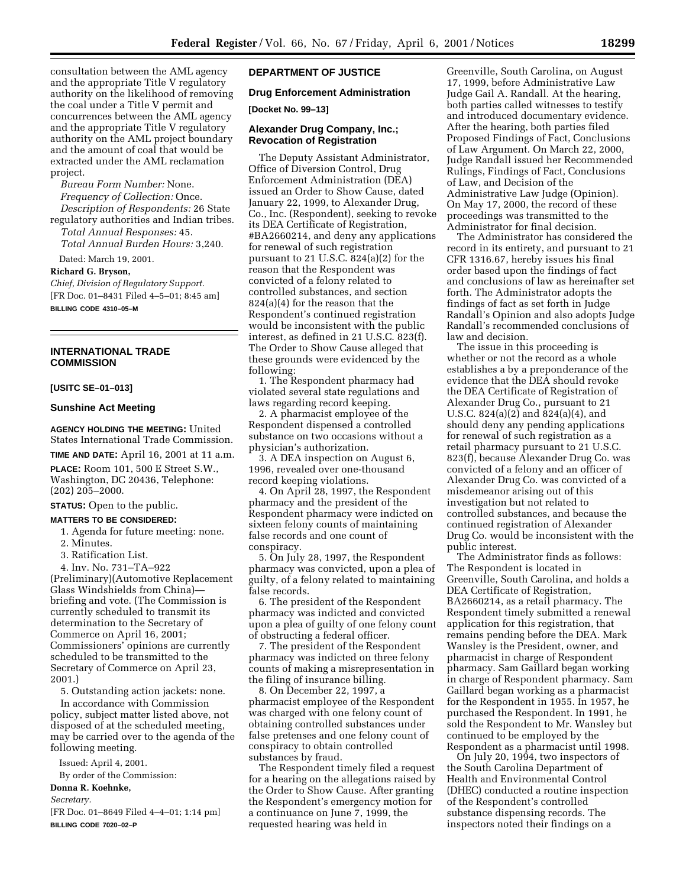consultation between the AML agency and the appropriate Title V regulatory authority on the likelihood of removing the coal under a Title V permit and concurrences between the AML agency and the appropriate Title V regulatory authority on the AML project boundary and the amount of coal that would be extracted under the AML reclamation project.

*Bureau Form Number:* None.

*Frequency of Collection:* Once.

*Description of Respondents:* 26 State regulatory authorities and Indian tribes.

*Total Annual Responses:* 45.

*Total Annual Burden Hours:* 3,240.

Dated: March 19, 2001.

**Richard G. Bryson,**

*Chief, Division of Regulatory Support.*

[FR Doc. 01–8431 Filed 4–5–01; 8:45 am]

**BILLING CODE 4310–05–M**

## INTERNATIONAL TRADE COMMISSION

**[USITC SE–01–013]**

### Sunshine Act Meeting

**AGENCY HOLDING THE MEETING:** United States International Trade Commission.

**TIME AND DATE:** April 16, 2001 at 11 a.m.

**PLACE:** Room 101, 500 E Street S.W., Washington, DC 20436, Telephone: (202) 205–2000.

**STATUS:** Open to the public.

**MATTERS TO BE CONSIDERED:**

1. Agenda for future meeting: none.
2. Minutes.
3. Ratification List.
4. Inv. No. 731–TA–922 (Preliminary)(Automotive Replacement Glass Windshields from China)—briefing and vote. (The Commission is currently scheduled to transmit its determination to the Secretary of Commerce on April 16, 2001; Commissioners' opinions are currently scheduled to be transmitted to the Secretary of Commerce on April 23, 2001.)
5. Outstanding action jackets: none.

In accordance with Commission policy, subject matter listed above, not disposed of at the scheduled meeting, may be carried over to the agenda of the following meeting.

Issued: April 4, 2001.

By order of the Commission:

**Donna R. Koehnke,**

*Secretary.*

[FR Doc. 01–8649 Filed 4–4–01; 1:14 pm]

**BILLING CODE 7020–02–P**

## DEPARTMENT OF JUSTICE

### Drug Enforcement Administration

**[Docket No. 99–13]**

### Alexander Drug Company, Inc.; Revocation of Registration

The Deputy Assistant Administrator, Office of Diversion Control, Drug Enforcement Administration (DEA) issued an Order to Show Cause, dated January 22, 1999, to Alexander Drug, Co., Inc. (Respondent), seeking to revoke its DEA Certificate of Registration, #BA2660214, and deny any applications for renewal of such registration pursuant to 21 U.S.C. 824(a)(2) for the reason that the Respondent was convicted of a felony related to controlled substances, and section 824(a)(4) for the reason that the Respondent's continued registration would be inconsistent with the public interest, as defined in 21 U.S.C. 823(f). The Order to Show Cause alleged that these grounds were evidenced by the following:

1. The Respondent pharmacy had violated several state regulations and laws regarding record keeping.
2. A pharmacist employee of the Respondent dispensed a controlled substance on two occasions without a physician's authorization.
3. A DEA inspection on August 6, 1996, revealed over one-thousand record keeping violations.
4. On April 28, 1997, the Respondent pharmacy and the president of the Respondent pharmacy were indicted on sixteen felony counts of maintaining false records and one count of conspiracy.
5. On July 28, 1997, the Respondent pharmacy was convicted, upon a plea of guilty, of a felony related to maintaining false records.
6. The president of the Respondent pharmacy was indicted and convicted upon a plea of guilty of one felony count of obstructing a federal officer.
7. The president of the Respondent pharmacy was indicted on three felony counts of making a misrepresentation in the filing of insurance billing.
8. On December 22, 1997, a pharmacist employee of the Respondent was charged with one felony count of obtaining controlled substances under false pretenses and one felony count of conspiracy to obtain controlled substances by fraud.

The Respondent timely filed a request for a hearing on the allegations raised by the Order to Show Cause. After granting the Respondent's emergency motion for a continuance on June 7, 1999, the requested hearing was held in Greenville, South Carolina, on August 17, 1999, before Administrative Law Judge Gail A. Randall. At the hearing, both parties called witnesses to testify and introduced documentary evidence. After the hearing, both parties filed Proposed Findings of Fact, Conclusions of Law Argument. On March 22, 2000, Judge Randall issued her Recommended Rulings, Findings of Fact, Conclusions of Law, and Decision of the Administrative Law Judge (Opinion). On May 17, 2000, the record of these proceedings was transmitted to the Administrator for final decision.

The Administrator has considered the record in its entirety, and pursuant to 21 CFR 1316.67, hereby issues his final order based upon the findings of fact and conclusions of law as hereinafter set forth. The Administrator adopts the findings of fact as set forth in Judge Randall's Opinion and also adopts Judge Randall's recommended conclusions of law and decision.

The issue in this proceeding is whether or not the record as a whole establishes a by a preponderance of the evidence that the DEA should revoke the DEA Certificate of Registration of Alexander Drug Co., pursuant to 21 U.S.C. 824(a)(2) and 824(a)(4), and should deny any pending applications for renewal of such registration as a retail pharmacy pursuant to 21 U.S.C. 823(f), because Alexander Drug Co. was convicted of a felony and an officer of Alexander Drug Co. was convicted of a misdemeanor arising out of this investigation but not related to controlled substances, and because the continued registration of Alexander Drug Co. would be inconsistent with the public interest.

The Administrator finds as follows: The Respondent is located in Greenville, South Carolina, and holds a DEA Certificate of Registration, BA2660214, as a retail pharmacy. The Respondent timely submitted a renewal application for this registration, that remains pending before the DEA. Mark Wansley is the President, owner, and pharmacist in charge of Respondent pharmacy. Sam Gaillard began working in charge of Respondent pharmacy. Sam Gaillard began working as a pharmacist for the Respondent in 1955. In 1957, he purchased the Respondent. In 1991, he sold the Respondent to Mr. Wansley but continued to be employed by the Respondent as a pharmacist until 1998.

On July 20, 1994, two inspectors of the South Carolina Department of Health and Environmental Control (DHEC) conducted a routine inspection of the Respondent's controlled substance dispensing records. The inspectors noted their findings on a